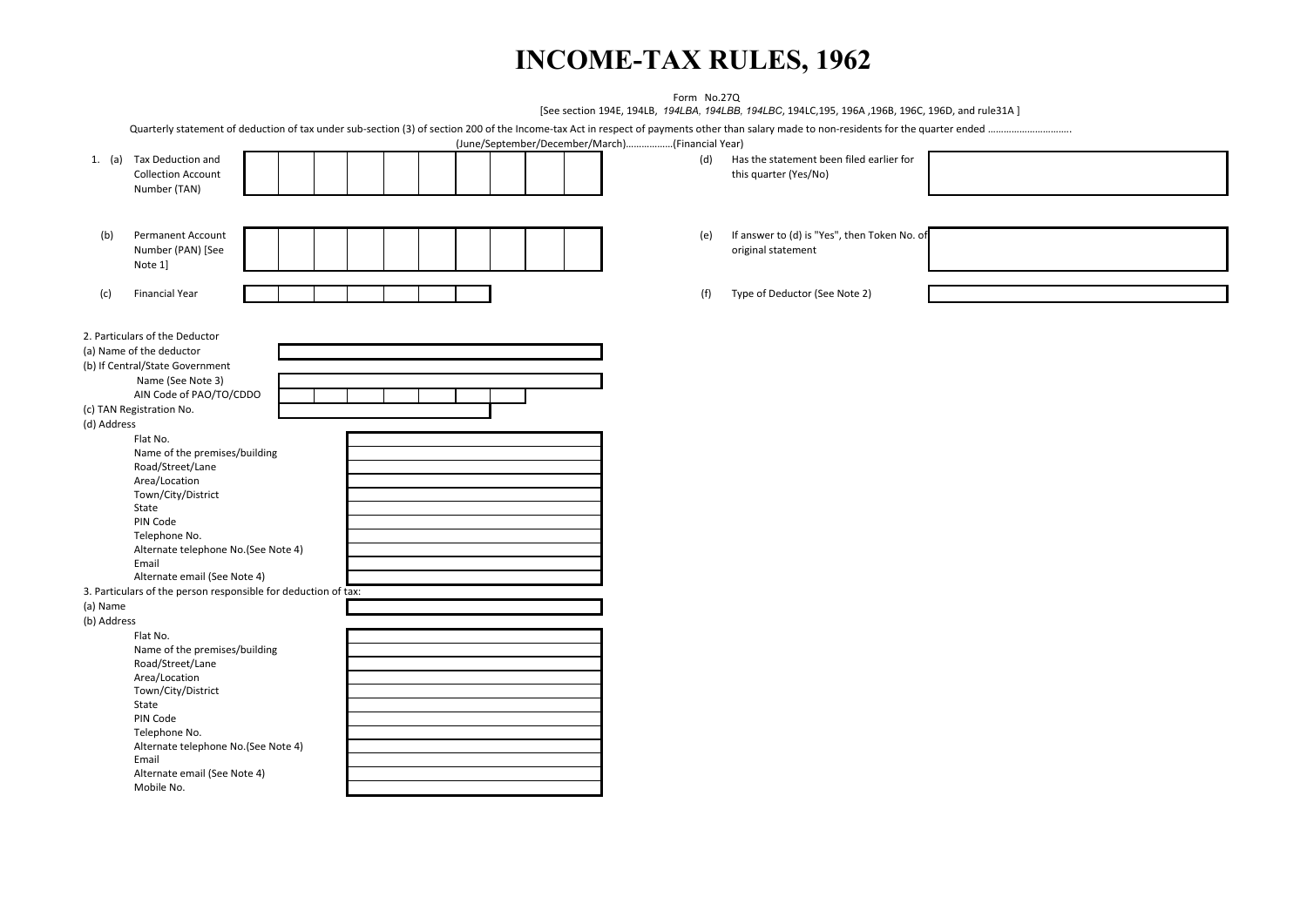# INCOME-TAX RULES, 1962

Form No.27Q

[See section 194E, 194LB, *194LBA*, *194LBB*, *194LBC*, 194LC,195, 196A ,196B, 196C, 196D, and rule31A ]

Quarterly statement of deduction of tax under sub-section (3) of section 200 of the Income-tax Act in respect of payments other than salary made to non-residents for the quarter ended ………………………….. (June/September/December/March)………………(Financial Year)

1\. (a) Tax Deduction and Collection Account Number (TAN)

(b) Permanent Account Number (PAN) [See Note 1]

(c) Financial Year

(d) Has the statement been filed earlier for this quarter (Yes/No)

(e) If answer to (d) is "Yes", then Token No. of original statement

(f) Type of Deductor (See Note 2)

2\. Particulars of the Deductor

(a) Name of the deductor

(b) If Central/State Government

Name (See Note 3)

AIN Code of PAO/TO/CDDO

(c) TAN Registration No.

(d) Address

Flat No.

Name of the premises/building

Road/Street/Lane

Area/Location

Town/City/District

State

PIN Code

Telephone No.

Alternate telephone No.(See Note 4)

Email

Alternate email (See Note 4)

3\. Particulars of the person responsible for deduction of tax:

(a) Name

(b) Address

Flat No.

Name of the premises/building

Road/Street/Lane

Area/Location

Town/City/District

State

PIN Code

Telephone No.

Alternate telephone No.(See Note 4)

Email

Alternate email (See Note 4)

Mobile No.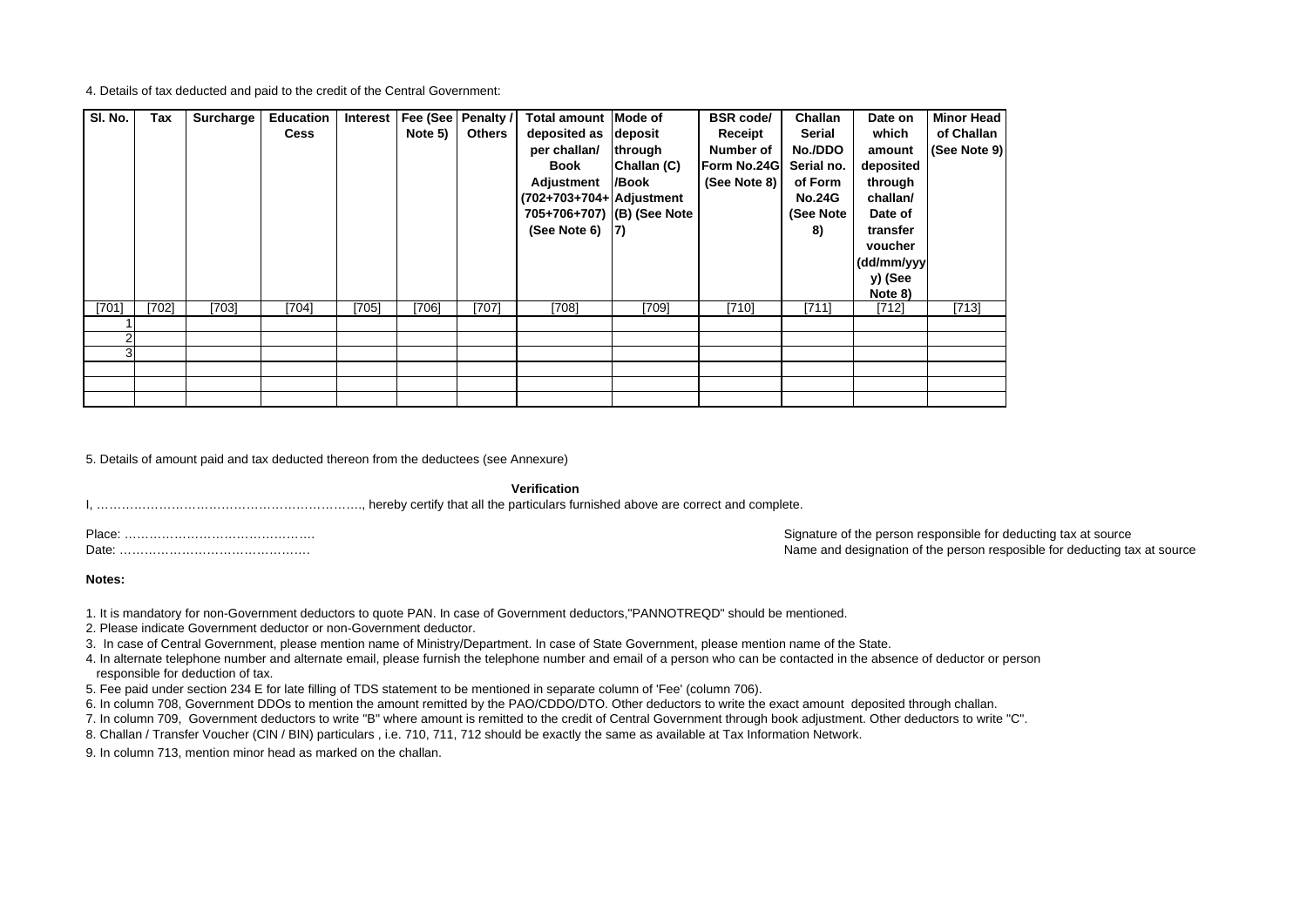4. Details of tax deducted and paid to the credit of the Central Government:

| Sl. No. | Tax | Surcharge | Education Cess | Interest | Fee (See Note 5) | Penalty / Others | Total amount deposited as per challan/ Book Adjustment (702+703+704+ 705+706+707) (See Note 6) | Mode of deposit through Challan (C) /Book Adjustment (B) (See Note 7) | BSR code/ Receipt Number of Form No.24G (See Note 8) | Challan Serial No./DDO Serial no. of Form No.24G (See Note 8) | Date on which amount deposited through challan/ Date of transfer voucher (dd/mm/yyyy) (See Note 8) | Minor Head of Challan (See Note 9) |
|---|---|---|---|---|---|---|---|---|---|---|---|---|
| [701] | [702] | [703] | [704] | [705] | [706] | [707] | [708] | [709] | [710] | [711] | [712] | [713] |
| 1 | | | | | | | | | | | | |
| 2 | | | | | | | | | | | | |
| 3 | | | | | | | | | | | | |
| | | | | | | | | | | | | |
| | | | | | | | | | | | | |
| | | | | | | | | | | | | |

5. Details of amount paid and tax deducted thereon from the deductees (see Annexure)

**Verification**

I, ………………………………………………………., hereby certify that all the particulars furnished above are correct and complete.

Place: ……………………………………….

Date: ……………………………………….

Signature of the person responsible for deducting tax at source

Name and designation of the person resposible for deducting tax at source

**Notes:**

1. It is mandatory for non-Government deductors to quote PAN. In case of Government deductors,"PANNOTREQD" should be mentioned.
2. Please indicate Government deductor or non-Government deductor.
3. In case of Central Government, please mention name of Ministry/Department. In case of State Government, please mention name of the State.
4. In alternate telephone number and alternate email, please furnish the telephone number and email of a person who can be contacted in the absence of deductor or person responsible for deduction of tax.
5. Fee paid under section 234 E for late filling of TDS statement to be mentioned in separate column of 'Fee' (column 706).
6. In column 708, Government DDOs to mention the amount remitted by the PAO/CDDO/DTO. Other deductors to write the exact amount deposited through challan.
7. In column 709, Government deductors to write "B" where amount is remitted to the credit of Central Government through book adjustment. Other deductors to write "C".
8. Challan / Transfer Voucher (CIN / BIN) particulars , i.e. 710, 711, 712 should be exactly the same as available at Tax Information Network.
9. In column 713, mention minor head as marked on the challan.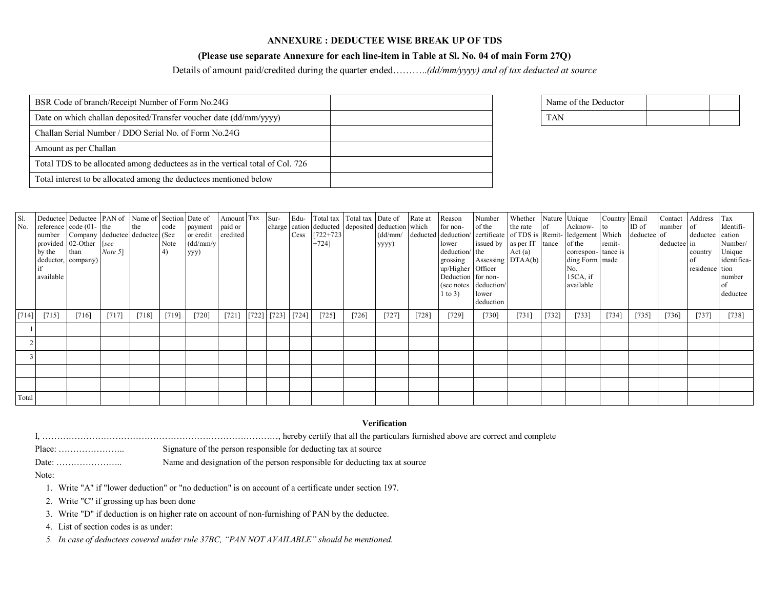## ANNEXURE : DEDUCTEE WISE BREAK UP OF TDS

**(Please use separate Annexure for each line-item in Table at Sl. No. 04 of main Form 27Q)**

Details of amount paid/credited during the quarter ended……….*(dd/mm/yyyy) and of tax deducted at source*

| | |
|---|---|
| BSR Code of branch/Receipt Number of Form No.24G | |
| Date on which challan deposited/Transfer voucher date (dd/mm/yyyy) | |
| Challan Serial Number / DDO Serial No. of Form No.24G | |
| Amount as per Challan | |
| Total TDS to be allocated among deductees as in the vertical total of Col. 726 | |
| Total interest to be allocated among the deductees mentioned below | |

| | | |
|---|---|---|
| Name of the Deductor | | |
| TAN | | |

| Sl. No. | Deductee reference number provided by the deductor, if available | Deductee code (01-Company 02-Other than company) | PAN of the deductee *[see Note 5]* | Name of the deductee | Section code (See Note 4) | Date of payment or credit (dd/mm/yyyy) | Amount paid or credited | Tax | Sur-charge | Edu-cation Cess | Total tax deducted [722+723+724] | Total tax deposited | Date of deduction (dd/mm/yyyy) | Rate at which deducted | Reason for non-deduction/ lower deduction/ grossing up/Higher Deduction (see notes 1 to 3) | Number of the certificate issued by the Assessing Officer for non-deduction/ lower deduction | Whether the rate of TDS is as per IT Act (a) DTAA(b) | Nature of Remit-tance | Unique Acknow-ledgement of the correspon-ding Form No. 15CA, if available | Country to Which remit-tance is made | Email ID of deductee | Contact number of deductee | Address of deductee in country of residence | Tax Identifi-cation Number/ Unique identifica-tion number of deductee |
|---|---|---|---|---|---|---|---|---|---|---|---|---|---|---|---|---|---|---|---|---|---|---|---|---|
| [714] | [715] | [716] | [717] | [718] | [719] | [720] | [721] | [722] | [723] | [724] | [725] | [726] | [727] | [728] | [729] | [730] | [731] | [732] | [733] | [734] | [735] | [736] | [737] | [738] |
| 1 | | | | | | | | | | | | | | | | | | | | | | | | |
| 2 | | | | | | | | | | | | | | | | | | | | | | | | |
| 3 | | | | | | | | | | | | | | | | | | | | | | | | |
| | | | | | | | | | | | | | | | | | | | | | | | | |
| | | | | | | | | | | | | | | | | | | | | | | | | |
| Total | | | | | | | | | | | | | | | | | | | | | | | | |

**Verification**

I, …………………………………………………………………………, hereby certify that all the particulars furnished above are correct and complete

Place: ………………….. Signature of the person responsible for deducting tax at source

Date: ………………….. Name and designation of the person responsible for deducting tax at source

Note:

1. Write "A" if "lower deduction" or "no deduction" is on account of a certificate under section 197.
2. Write "C" if grossing up has been done
3. Write "D" if deduction is on higher rate on account of non-furnishing of PAN by the deductee.
4. List of section codes is as under:
5. *In case of deductees covered under rule 37BC, "PAN NOT AVAILABLE" should be mentioned.*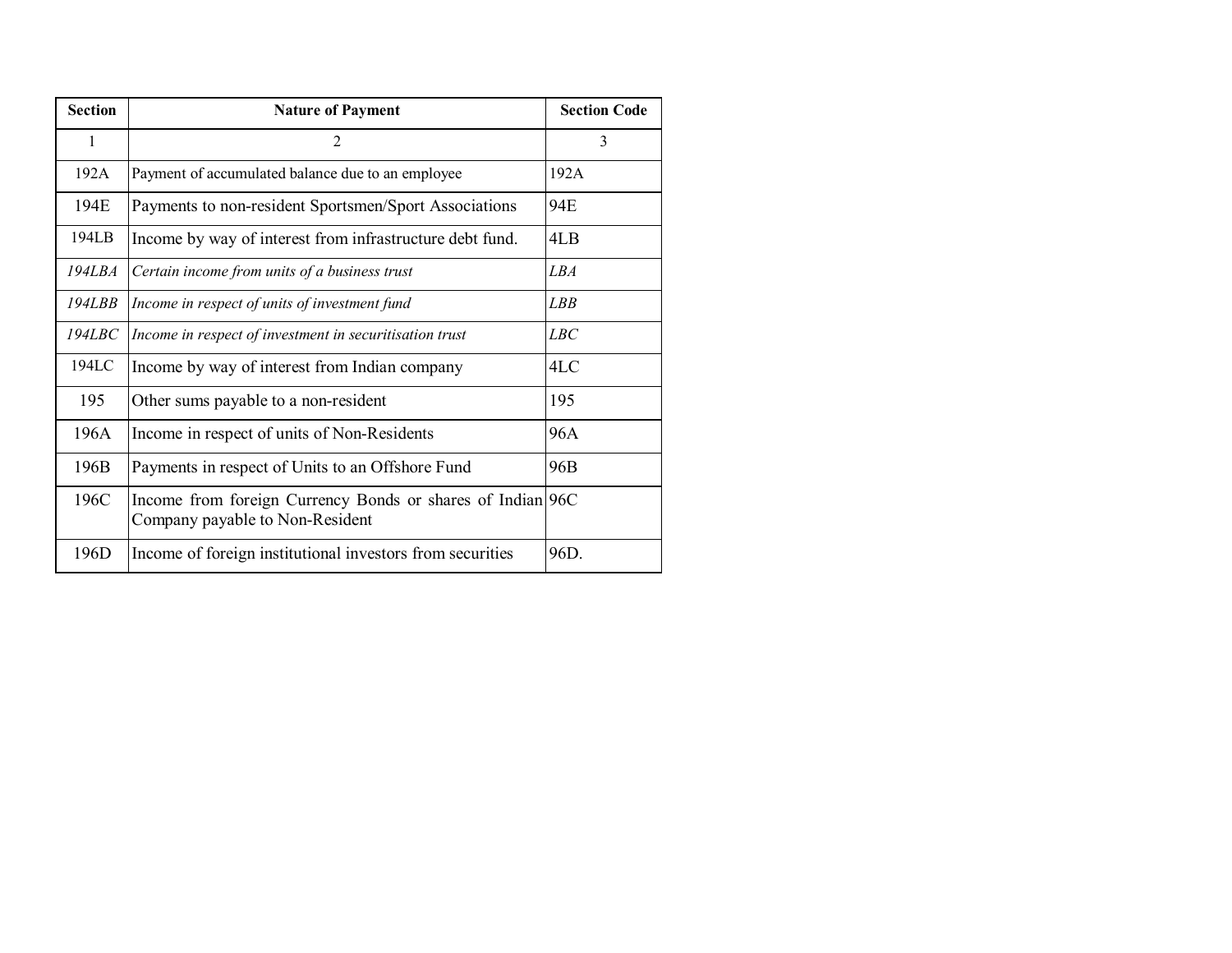| Section | Nature of Payment | Section Code |
|---|---|---|
| 1 | 2 | 3 |
| 192A | Payment of accumulated balance due to an employee | 192A |
| 194E | Payments to non-resident Sportsmen/Sport Associations | 94E |
| 194LB | Income by way of interest from infrastructure debt fund. | 4LB |
| *194LBA* | *Certain income from units of a business trust* | *LBA* |
| *194LBB* | *Income in respect of units of investment fund* | *LBB* |
| *194LBC* | *Income in respect of investment in securitisation trust* | *LBC* |
| 194LC | Income by way of interest from Indian company | 4LC |
| 195 | Other sums payable to a non-resident | 195 |
| 196A | Income in respect of units of Non-Residents | 96A |
| 196B | Payments in respect of Units to an Offshore Fund | 96B |
| 196C | Income from foreign Currency Bonds or shares of Indian Company payable to Non-Resident | 96C |
| 196D | Income of foreign institutional investors from securities | 96D. |